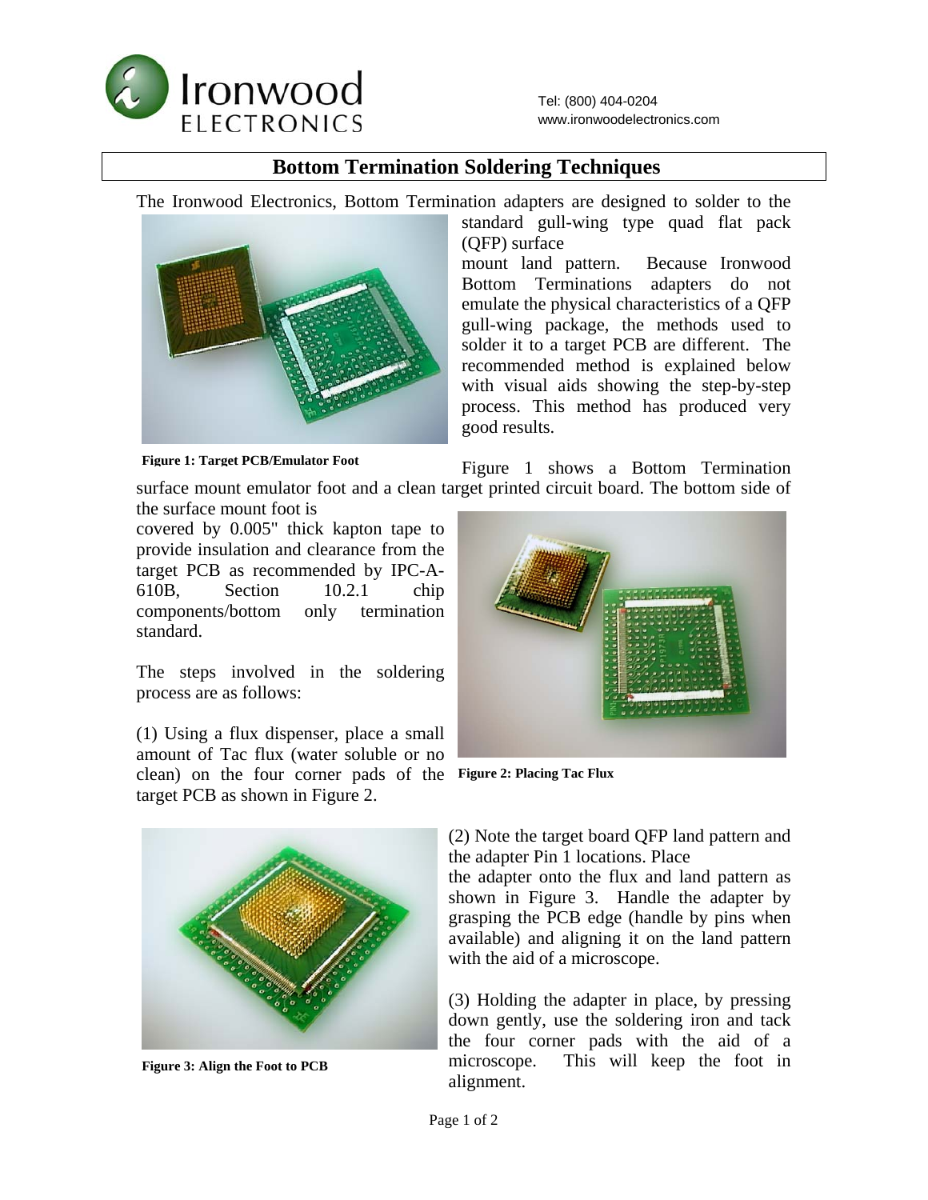# Bottom Termination Soldering Techniques

The Ironwood Electronics, Bottom Termination adapters are designed to solder to the standard gull-wing type quad flat pack (QFP) surface mount land pattern. Because Ironwood Bottom Terminations adapters do not emulate the physical characteristics of a QFP gull-wing package, the methods used to solder it to a target PCB are different. The recommended method is explained below with visual aids showing the step-by-step process. This method has produced very good results.

**Figure 1: Target PCB/Emulator Foot**

Figure 1 shows a Bottom Termination surface mount emulator foot and a clean target printed circuit board. The bottom side of the surface mount foot is covered by 0.005" thick kapton tape to provide insulation and clearance from the target PCB as recommended by IPC-A-610B, Section 10.2.1 chip components/bottom only termination standard.

The steps involved in the soldering process are as follows:

(1) Using a flux dispenser, place a small amount of Tac flux (water soluble or no clean) on the four corner pads of the target PCB as shown in Figure 2.

**Figure 2: Placing Tac Flux**

(2) Note the target board QFP land pattern and the adapter Pin 1 locations. Place the adapter onto the flux and land pattern as shown in Figure 3. Handle the adapter by grasping the PCB edge (handle by pins when available) and aligning it on the land pattern with the aid of a microscope.

**Figure 3: Align the Foot to PCB**

(3) Holding the adapter in place, by pressing down gently, use the soldering iron and tack the four corner pads with the aid of a microscope. This will keep the foot in alignment.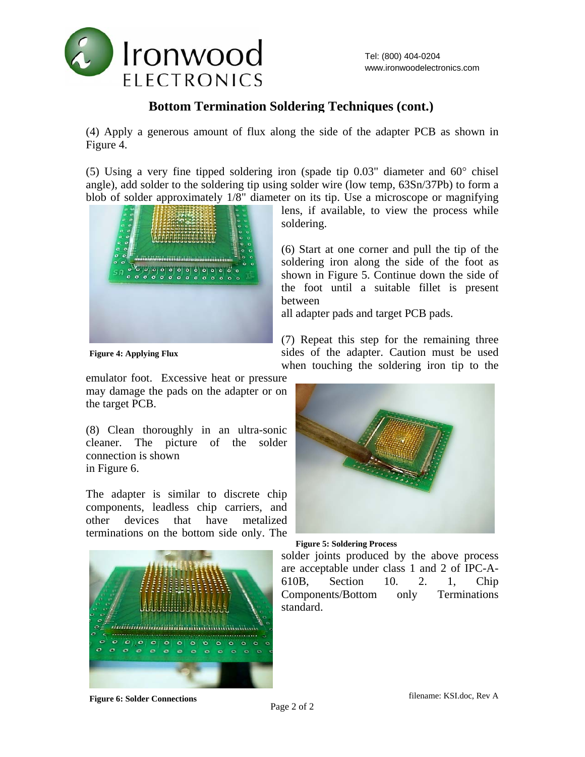## Bottom Termination Soldering Techniques (cont.)

(4) Apply a generous amount of flux along the side of the adapter PCB as shown in Figure 4.

(5) Using a very fine tipped soldering iron (spade tip 0.03" diameter and 60° chisel angle), add solder to the soldering tip using solder wire (low temp, 63Sn/37Pb) to form a blob of solder approximately 1/8" diameter on its tip. Use a microscope or magnifying lens, if available, to view the process while soldering.

**Figure 4: Applying Flux**

(6) Start at one corner and pull the tip of the soldering iron along the side of the foot as shown in Figure 5. Continue down the side of the foot until a suitable fillet is present between all adapter pads and target PCB pads.

(7) Repeat this step for the remaining three sides of the adapter. Caution must be used when touching the soldering iron tip to the emulator foot. Excessive heat or pressure may damage the pads on the adapter or on the target PCB.

**Figure 5: Soldering Process**

(8) Clean thoroughly in an ultra-sonic cleaner. The picture of the solder connection is shown in Figure 6.

The adapter is similar to discrete chip components, leadless chip carriers, and other devices that have metalized terminations on the bottom side only. The solder joints produced by the above process are acceptable under class 1 and 2 of IPC-A-610B, Section 10. 2. 1, Chip Components/Bottom only Terminations standard.

**Figure 6: Solder Connections**

filename: KSI.doc, Rev A